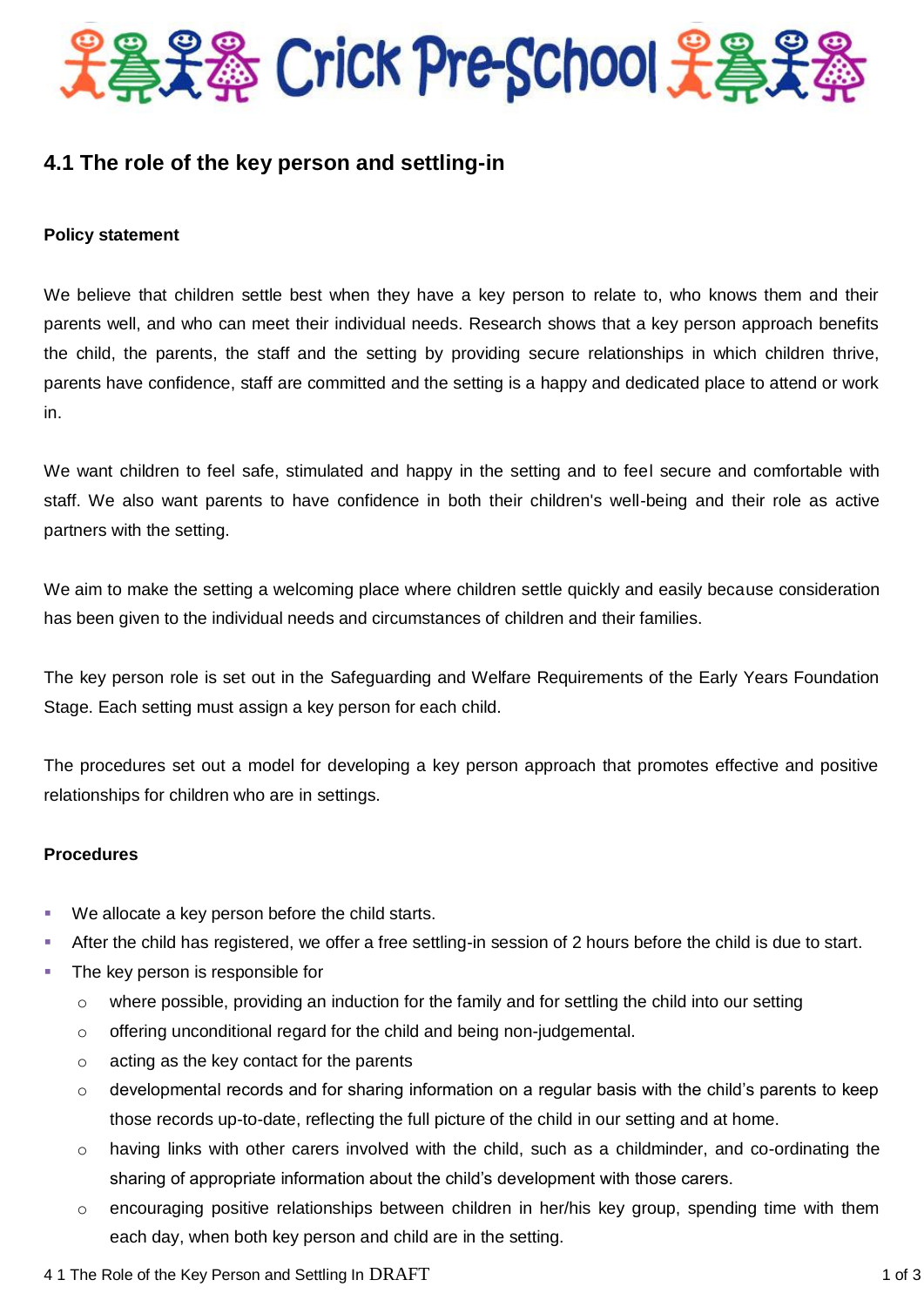# Crick Pre-School

## 4.1 The role of the key person and settling-in

### Policy statement

We believe that children settle best when they have a key person to relate to, who knows them and their parents well, and who can meet their individual needs. Research shows that a key person approach benefits the child, the parents, the staff and the setting by providing secure relationships in which children thrive, parents have confidence, staff are committed and the setting is a happy and dedicated place to attend or work in.

We want children to feel safe, stimulated and happy in the setting and to feel secure and comfortable with staff. We also want parents to have confidence in both their children's well-being and their role as active partners with the setting.

We aim to make the setting a welcoming place where children settle quickly and easily because consideration has been given to the individual needs and circumstances of children and their families.

The key person role is set out in the Safeguarding and Welfare Requirements of the Early Years Foundation Stage. Each setting must assign a key person for each child.

The procedures set out a model for developing a key person approach that promotes effective and positive relationships for children who are in settings.

### Procedures

- We allocate a key person before the child starts.
- After the child has registered, we offer a free settling-in session of 2 hours before the child is due to start.
- The key person is responsible for
  - where possible, providing an induction for the family and for settling the child into our setting
  - offering unconditional regard for the child and being non-judgemental.
  - acting as the key contact for the parents
  - developmental records and for sharing information on a regular basis with the child's parents to keep those records up-to-date, reflecting the full picture of the child in our setting and at home.
  - having links with other carers involved with the child, such as a childminder, and co-ordinating the sharing of appropriate information about the child's development with those carers.
  - encouraging positive relationships between children in her/his key group, spending time with them each day, when both key person and child are in the setting.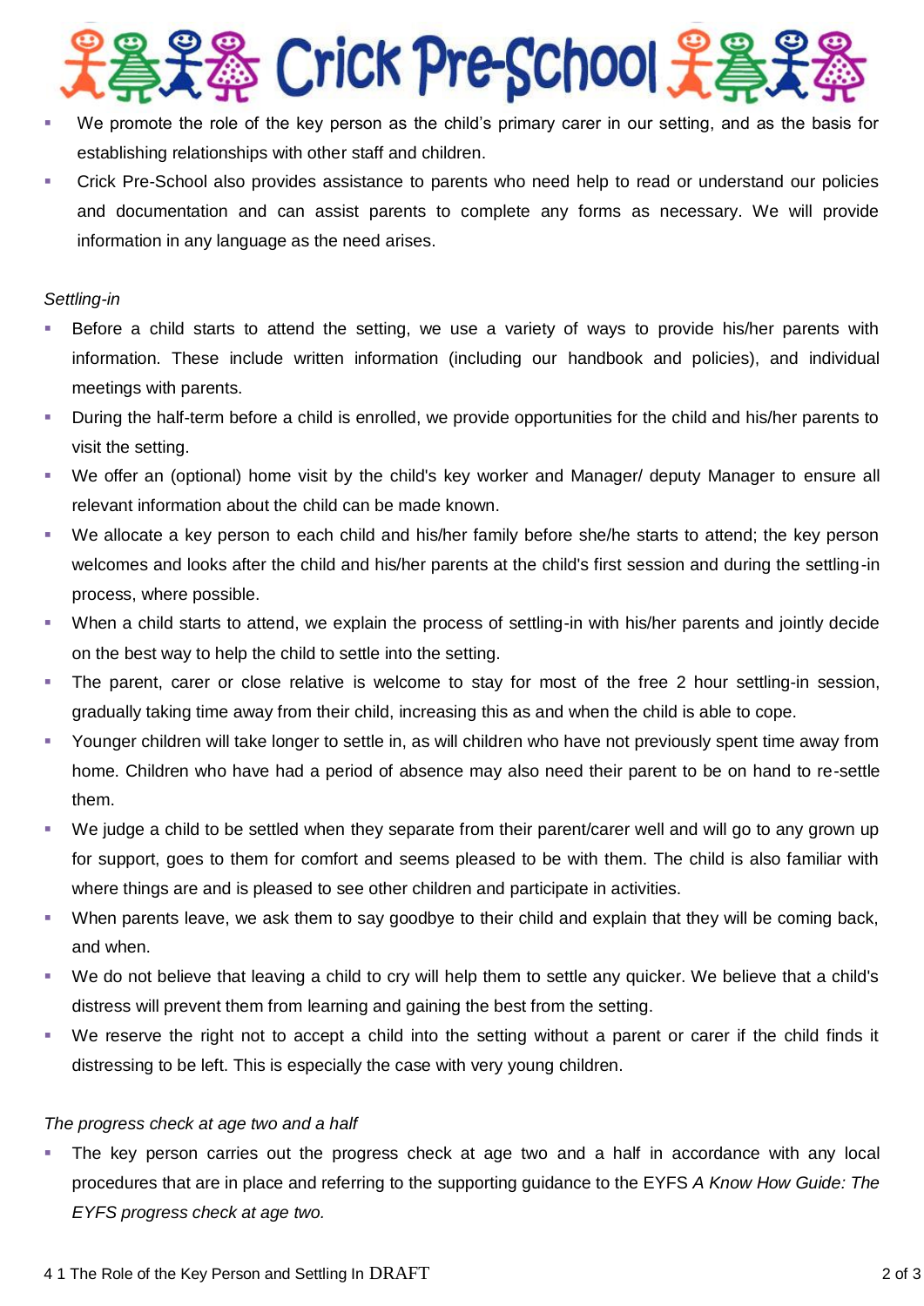- We promote the role of the key person as the child's primary carer in our setting, and as the basis for establishing relationships with other staff and children.
- Crick Pre-School also provides assistance to parents who need help to read or understand our policies and documentation and can assist parents to complete any forms as necessary. We will provide information in any language as the need arises.

*Settling-in*

- Before a child starts to attend the setting, we use a variety of ways to provide his/her parents with information. These include written information (including our handbook and policies), and individual meetings with parents.
- During the half-term before a child is enrolled, we provide opportunities for the child and his/her parents to visit the setting.
- We offer an (optional) home visit by the child's key worker and Manager/ deputy Manager to ensure all relevant information about the child can be made known.
- We allocate a key person to each child and his/her family before she/he starts to attend; the key person welcomes and looks after the child and his/her parents at the child's first session and during the settling-in process, where possible.
- When a child starts to attend, we explain the process of settling-in with his/her parents and jointly decide on the best way to help the child to settle into the setting.
- The parent, carer or close relative is welcome to stay for most of the free 2 hour settling-in session, gradually taking time away from their child, increasing this as and when the child is able to cope.
- Younger children will take longer to settle in, as will children who have not previously spent time away from home. Children who have had a period of absence may also need their parent to be on hand to re-settle them.
- We judge a child to be settled when they separate from their parent/carer well and will go to any grown up for support, goes to them for comfort and seems pleased to be with them. The child is also familiar with where things are and is pleased to see other children and participate in activities.
- When parents leave, we ask them to say goodbye to their child and explain that they will be coming back, and when.
- We do not believe that leaving a child to cry will help them to settle any quicker. We believe that a child's distress will prevent them from learning and gaining the best from the setting.
- We reserve the right not to accept a child into the setting without a parent or carer if the child finds it distressing to be left. This is especially the case with very young children.

*The progress check at age two and a half*

- The key person carries out the progress check at age two and a half in accordance with any local procedures that are in place and referring to the supporting guidance to the EYFS *A Know How Guide: The EYFS progress check at age two.*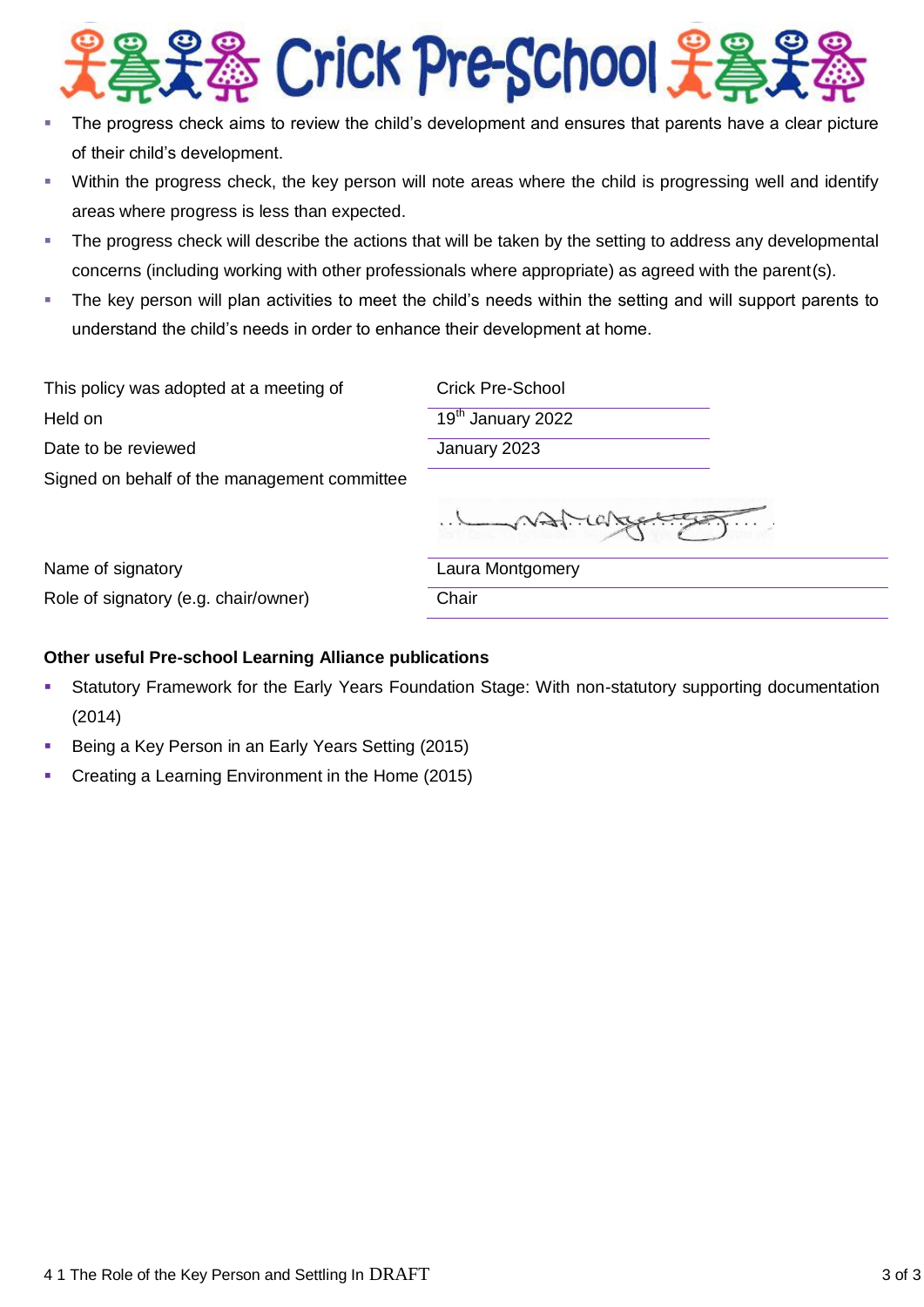- The progress check aims to review the child's development and ensures that parents have a clear picture of their child's development.
- Within the progress check, the key person will note areas where the child is progressing well and identify areas where progress is less than expected.
- The progress check will describe the actions that will be taken by the setting to address any developmental concerns (including working with other professionals where appropriate) as agreed with the parent(s).
- The key person will plan activities to meet the child's needs within the setting and will support parents to understand the child's needs in order to enhance their development at home.

| | |
|---|---|
| This policy was adopted at a meeting of | Crick Pre-School |
| Held on | 19th January 2022 |
| Date to be reviewed | January 2023 |
| Signed on behalf of the management committee | |
| Name of signatory | Laura Montgomery |
| Role of signatory (e.g. chair/owner) | Chair |

**Other useful Pre-school Learning Alliance publications**

- Statutory Framework for the Early Years Foundation Stage: With non-statutory supporting documentation (2014)
- Being a Key Person in an Early Years Setting (2015)
- Creating a Learning Environment in the Home (2015)